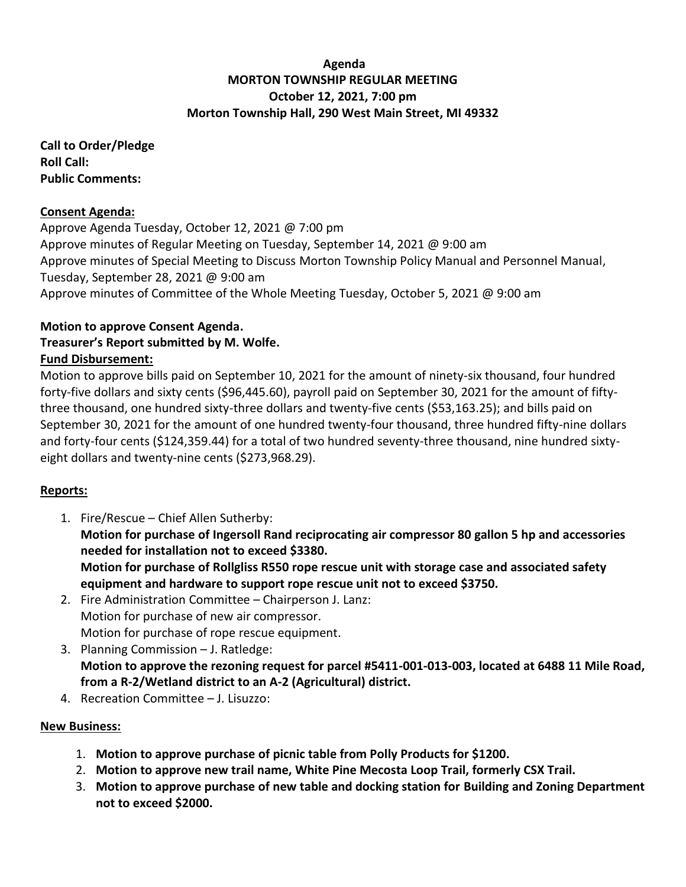**Agenda**
**MORTON TOWNSHIP REGULAR MEETING**
**October 12, 2021, 7:00 pm**
**Morton Township Hall, 290 West Main Street, MI 49332**

**Call to Order/Pledge**
**Roll Call:**
**Public Comments:**

**Consent Agenda:**

Approve Agenda Tuesday, October 12, 2021 @ 7:00 pm
Approve minutes of Regular Meeting on Tuesday, September 14, 2021 @ 9:00 am
Approve minutes of Special Meeting to Discuss Morton Township Policy Manual and Personnel Manual, Tuesday, September 28, 2021 @ 9:00 am
Approve minutes of Committee of the Whole Meeting Tuesday, October 5, 2021 @ 9:00 am

**Motion to approve Consent Agenda.**
**Treasurer's Report submitted by M. Wolfe.**

**Fund Disbursement:**

Motion to approve bills paid on September 10, 2021 for the amount of ninety-six thousand, four hundred forty-five dollars and sixty cents ($96,445.60), payroll paid on September 30, 2021 for the amount of fifty-three thousand, one hundred sixty-three dollars and twenty-five cents ($53,163.25); and bills paid on September 30, 2021 for the amount of one hundred twenty-four thousand, three hundred fifty-nine dollars and forty-four cents ($124,359.44) for a total of two hundred seventy-three thousand, nine hundred sixty-eight dollars and twenty-nine cents ($273,968.29).

**Reports:**

1. Fire/Rescue – Chief Allen Sutherby:
   **Motion for purchase of Ingersoll Rand reciprocating air compressor 80 gallon 5 hp and accessories needed for installation not to exceed $3380.**
   **Motion for purchase of Rollgliss R550 rope rescue unit with storage case and associated safety equipment and hardware to support rope rescue unit not to exceed $3750.**
2. Fire Administration Committee – Chairperson J. Lanz:
   Motion for purchase of new air compressor.
   Motion for purchase of rope rescue equipment.
3. Planning Commission – J. Ratledge:
   **Motion to approve the rezoning request for parcel #5411-001-013-003, located at 6488 11 Mile Road, from a R-2/Wetland district to an A-2 (Agricultural) district.**
4. Recreation Committee – J. Lisuzzo:

**New Business:**

1. **Motion to approve purchase of picnic table from Polly Products for $1200.**
2. **Motion to approve new trail name, White Pine Mecosta Loop Trail, formerly CSX Trail.**
3. **Motion to approve purchase of new table and docking station for Building and Zoning Department not to exceed $2000.**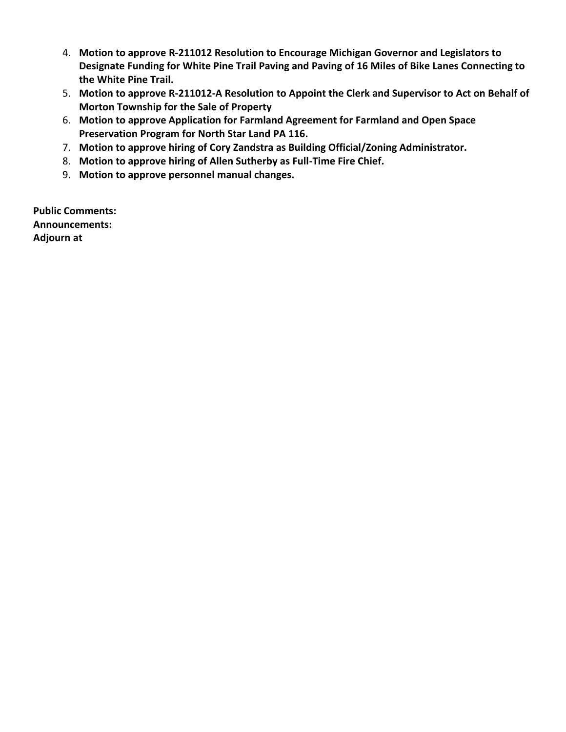4. **Motion to approve R-211012 Resolution to Encourage Michigan Governor and Legislators to Designate Funding for White Pine Trail Paving and Paving of 16 Miles of Bike Lanes Connecting to the White Pine Trail.**
5. **Motion to approve R-211012-A Resolution to Appoint the Clerk and Supervisor to Act on Behalf of Morton Township for the Sale of Property**
6. **Motion to approve Application for Farmland Agreement for Farmland and Open Space Preservation Program for North Star Land PA 116.**
7. **Motion to approve hiring of Cory Zandstra as Building Official/Zoning Administrator.**
8. **Motion to approve hiring of Allen Sutherby as Full-Time Fire Chief.**
9. **Motion to approve personnel manual changes.**

**Public Comments:**
**Announcements:**
**Adjourn at**